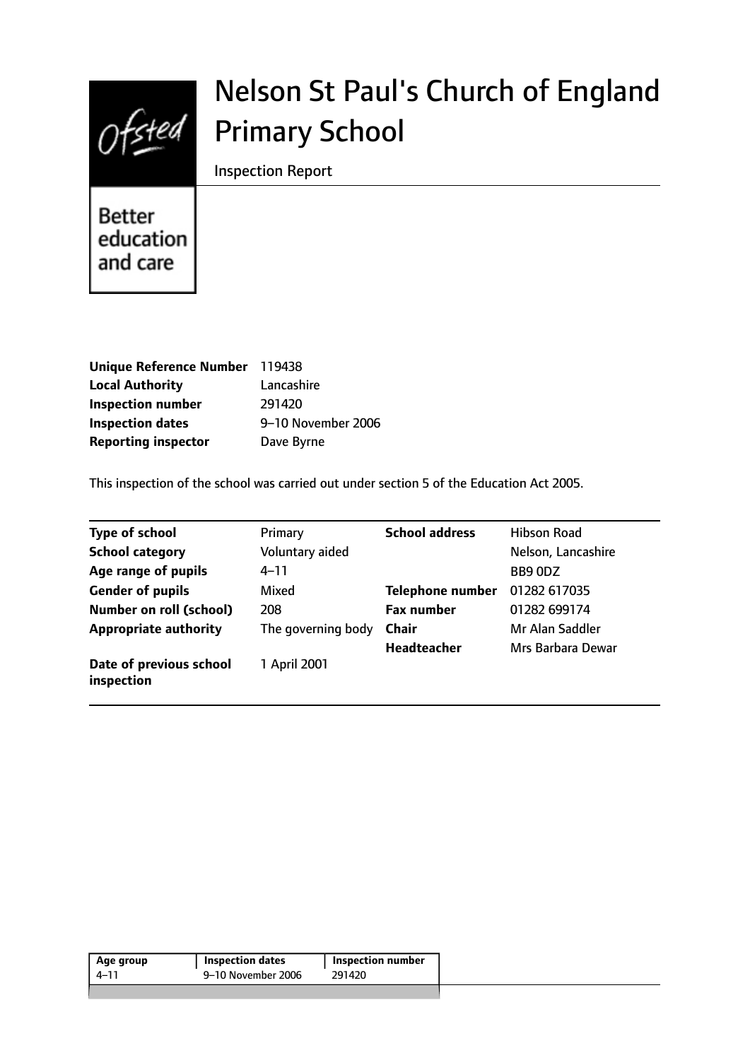# Nelson St Paul's Church of England Primary School

Inspection Report

Better education and care

| | |
|---|---|
| **Unique Reference Number** | 119438 |
| **Local Authority** | Lancashire |
| **Inspection number** | 291420 |
| **Inspection dates** | 9–10 November 2006 |
| **Reporting inspector** | Dave Byrne |

This inspection of the school was carried out under section 5 of the Education Act 2005.

| | | | |
|---|---|---|---|
| **Type of school** | Primary | **School address** | Hibson Road |
| **School category** | Voluntary aided | | Nelson, Lancashire |
| **Age range of pupils** | 4–11 | | BB9 0DZ |
| **Gender of pupils** | Mixed | **Telephone number** | 01282 617035 |
| **Number on roll (school)** | 208 | **Fax number** | 01282 699174 |
| **Appropriate authority** | The governing body | **Chair** | Mr Alan Saddler |
| | | **Headteacher** | Mrs Barbara Dewar |
| **Date of previous school inspection** | 1 April 2001 | | |

| Age group | Inspection dates | Inspection number |
|---|---|---|
| 4–11 | 9–10 November 2006 | 291420 |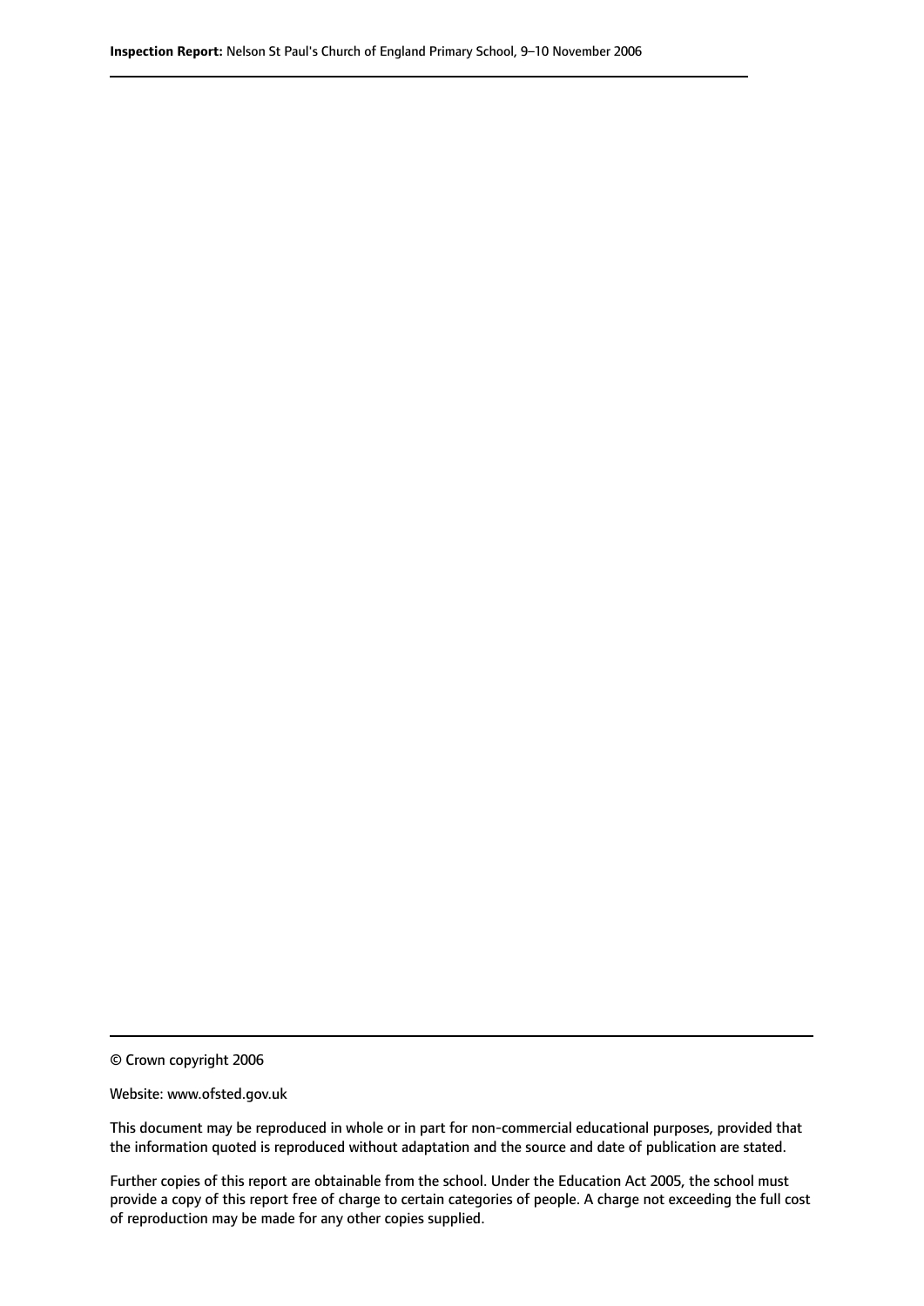© Crown copyright 2006

Website: www.ofsted.gov.uk

This document may be reproduced in whole or in part for non-commercial educational purposes, provided that the information quoted is reproduced without adaptation and the source and date of publication are stated.

Further copies of this report are obtainable from the school. Under the Education Act 2005, the school must provide a copy of this report free of charge to certain categories of people. A charge not exceeding the full cost of reproduction may be made for any other copies supplied.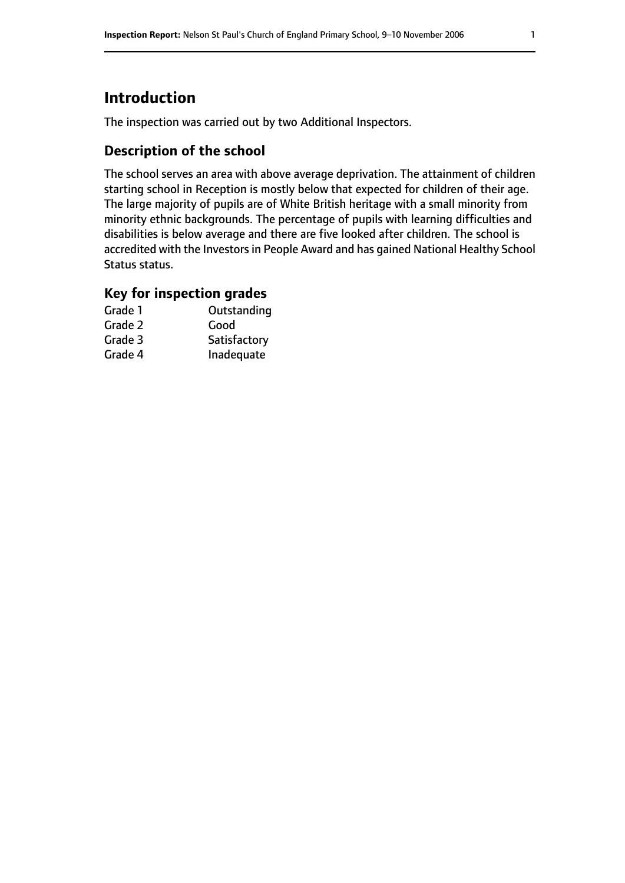# Introduction

The inspection was carried out by two Additional Inspectors.

## Description of the school

The school serves an area with above average deprivation. The attainment of children starting school in Reception is mostly below that expected for children of their age. The large majority of pupils are of White British heritage with a small minority from minority ethnic backgrounds. The percentage of pupils with learning difficulties and disabilities is below average and there are five looked after children. The school is accredited with the Investors in People Award and has gained National Healthy School Status status.

## Key for inspection grades

| | |
|---|---|
| Grade 1 | Outstanding |
| Grade 2 | Good |
| Grade 3 | Satisfactory |
| Grade 4 | Inadequate |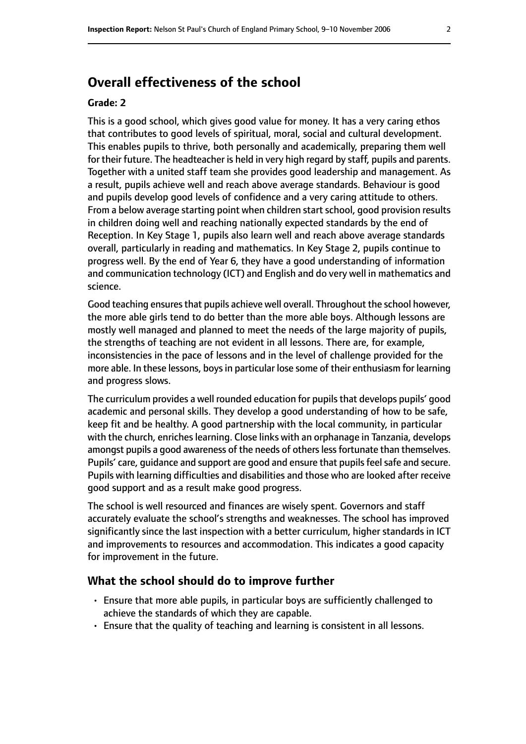## Overall effectiveness of the school

**Grade: 2**

This is a good school, which gives good value for money. It has a very caring ethos that contributes to good levels of spiritual, moral, social and cultural development. This enables pupils to thrive, both personally and academically, preparing them well for their future. The headteacher is held in very high regard by staff, pupils and parents. Together with a united staff team she provides good leadership and management. As a result, pupils achieve well and reach above average standards. Behaviour is good and pupils develop good levels of confidence and a very caring attitude to others. From a below average starting point when children start school, good provision results in children doing well and reaching nationally expected standards by the end of Reception. In Key Stage 1, pupils also learn well and reach above average standards overall, particularly in reading and mathematics. In Key Stage 2, pupils continue to progress well. By the end of Year 6, they have a good understanding of information and communication technology (ICT) and English and do very well in mathematics and science.

Good teaching ensures that pupils achieve well overall. Throughout the school however, the more able girls tend to do better than the more able boys. Although lessons are mostly well managed and planned to meet the needs of the large majority of pupils, the strengths of teaching are not evident in all lessons. There are, for example, inconsistencies in the pace of lessons and in the level of challenge provided for the more able. In these lessons, boys in particular lose some of their enthusiasm for learning and progress slows.

The curriculum provides a well rounded education for pupils that develops pupils' good academic and personal skills. They develop a good understanding of how to be safe, keep fit and be healthy. A good partnership with the local community, in particular with the church, enriches learning. Close links with an orphanage in Tanzania, develops amongst pupils a good awareness of the needs of others less fortunate than themselves. Pupils' care, guidance and support are good and ensure that pupils feel safe and secure. Pupils with learning difficulties and disabilities and those who are looked after receive good support and as a result make good progress.

The school is well resourced and finances are wisely spent. Governors and staff accurately evaluate the school's strengths and weaknesses. The school has improved significantly since the last inspection with a better curriculum, higher standards in ICT and improvements to resources and accommodation. This indicates a good capacity for improvement in the future.

### What the school should do to improve further

- Ensure that more able pupils, in particular boys are sufficiently challenged to achieve the standards of which they are capable.
- Ensure that the quality of teaching and learning is consistent in all lessons.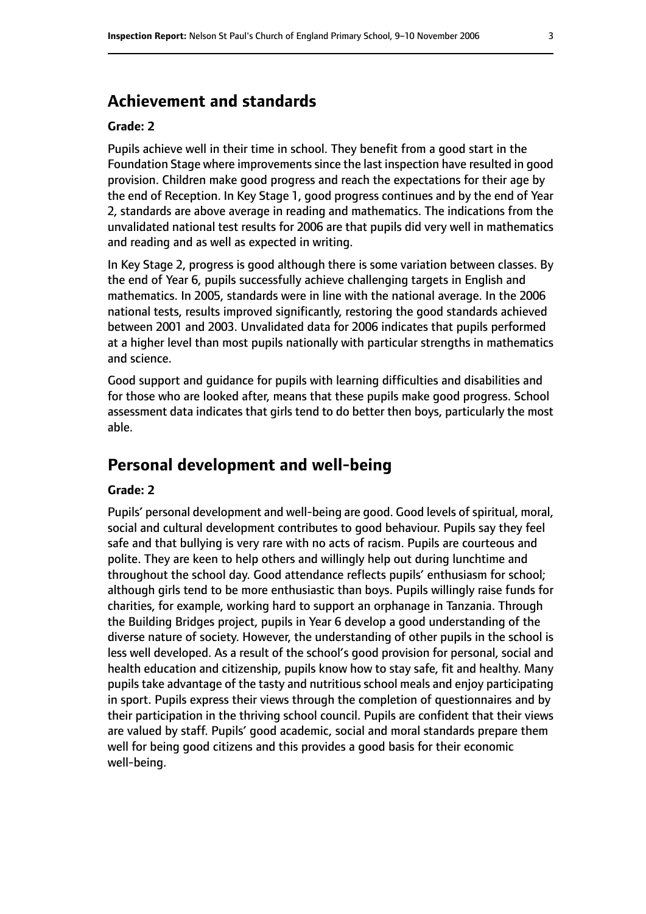## Achievement and standards

### Grade: 2

Pupils achieve well in their time in school. They benefit from a good start in the Foundation Stage where improvements since the last inspection have resulted in good provision. Children make good progress and reach the expectations for their age by the end of Reception. In Key Stage 1, good progress continues and by the end of Year 2, standards are above average in reading and mathematics. The indications from the unvalidated national test results for 2006 are that pupils did very well in mathematics and reading and as well as expected in writing.

In Key Stage 2, progress is good although there is some variation between classes. By the end of Year 6, pupils successfully achieve challenging targets in English and mathematics. In 2005, standards were in line with the national average. In the 2006 national tests, results improved significantly, restoring the good standards achieved between 2001 and 2003. Unvalidated data for 2006 indicates that pupils performed at a higher level than most pupils nationally with particular strengths in mathematics and science.

Good support and guidance for pupils with learning difficulties and disabilities and for those who are looked after, means that these pupils make good progress. School assessment data indicates that girls tend to do better then boys, particularly the most able.

## Personal development and well-being

### Grade: 2

Pupils' personal development and well-being are good. Good levels of spiritual, moral, social and cultural development contributes to good behaviour. Pupils say they feel safe and that bullying is very rare with no acts of racism. Pupils are courteous and polite. They are keen to help others and willingly help out during lunchtime and throughout the school day. Good attendance reflects pupils' enthusiasm for school; although girls tend to be more enthusiastic than boys. Pupils willingly raise funds for charities, for example, working hard to support an orphanage in Tanzania. Through the Building Bridges project, pupils in Year 6 develop a good understanding of the diverse nature of society. However, the understanding of other pupils in the school is less well developed. As a result of the school's good provision for personal, social and health education and citizenship, pupils know how to stay safe, fit and healthy. Many pupils take advantage of the tasty and nutritious school meals and enjoy participating in sport. Pupils express their views through the completion of questionnaires and by their participation in the thriving school council. Pupils are confident that their views are valued by staff. Pupils' good academic, social and moral standards prepare them well for being good citizens and this provides a good basis for their economic well-being.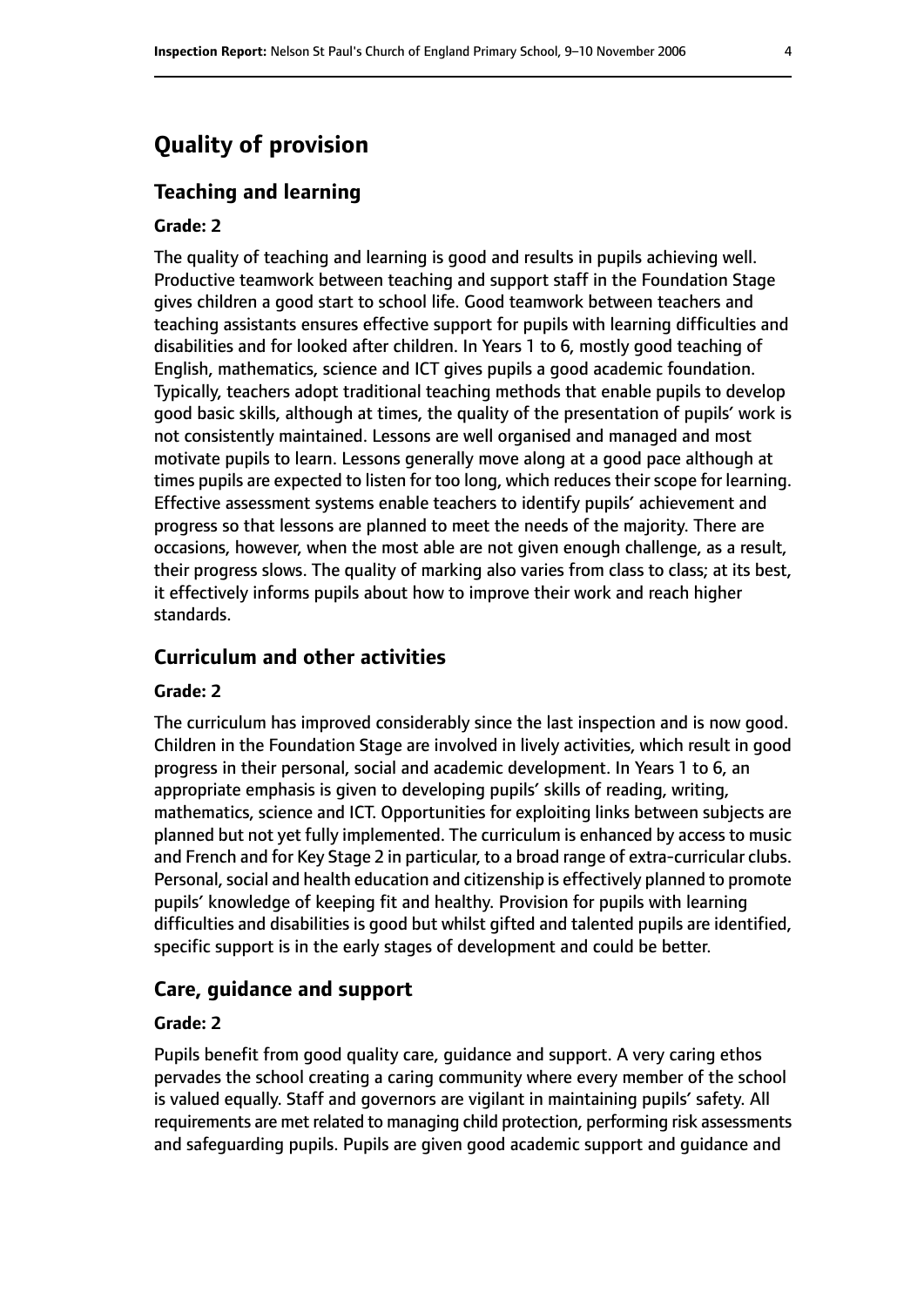# Quality of provision

## Teaching and learning

### Grade: 2

The quality of teaching and learning is good and results in pupils achieving well. Productive teamwork between teaching and support staff in the Foundation Stage gives children a good start to school life. Good teamwork between teachers and teaching assistants ensures effective support for pupils with learning difficulties and disabilities and for looked after children. In Years 1 to 6, mostly good teaching of English, mathematics, science and ICT gives pupils a good academic foundation. Typically, teachers adopt traditional teaching methods that enable pupils to develop good basic skills, although at times, the quality of the presentation of pupils' work is not consistently maintained. Lessons are well organised and managed and most motivate pupils to learn. Lessons generally move along at a good pace although at times pupils are expected to listen for too long, which reduces their scope for learning. Effective assessment systems enable teachers to identify pupils' achievement and progress so that lessons are planned to meet the needs of the majority. There are occasions, however, when the most able are not given enough challenge, as a result, their progress slows. The quality of marking also varies from class to class; at its best, it effectively informs pupils about how to improve their work and reach higher standards.

## Curriculum and other activities

### Grade: 2

The curriculum has improved considerably since the last inspection and is now good. Children in the Foundation Stage are involved in lively activities, which result in good progress in their personal, social and academic development. In Years 1 to 6, an appropriate emphasis is given to developing pupils' skills of reading, writing, mathematics, science and ICT. Opportunities for exploiting links between subjects are planned but not yet fully implemented. The curriculum is enhanced by access to music and French and for Key Stage 2 in particular, to a broad range of extra-curricular clubs. Personal, social and health education and citizenship is effectively planned to promote pupils' knowledge of keeping fit and healthy. Provision for pupils with learning difficulties and disabilities is good but whilst gifted and talented pupils are identified, specific support is in the early stages of development and could be better.

## Care, guidance and support

### Grade: 2

Pupils benefit from good quality care, guidance and support. A very caring ethos pervades the school creating a caring community where every member of the school is valued equally. Staff and governors are vigilant in maintaining pupils' safety. All requirements are met related to managing child protection, performing risk assessments and safeguarding pupils. Pupils are given good academic support and guidance and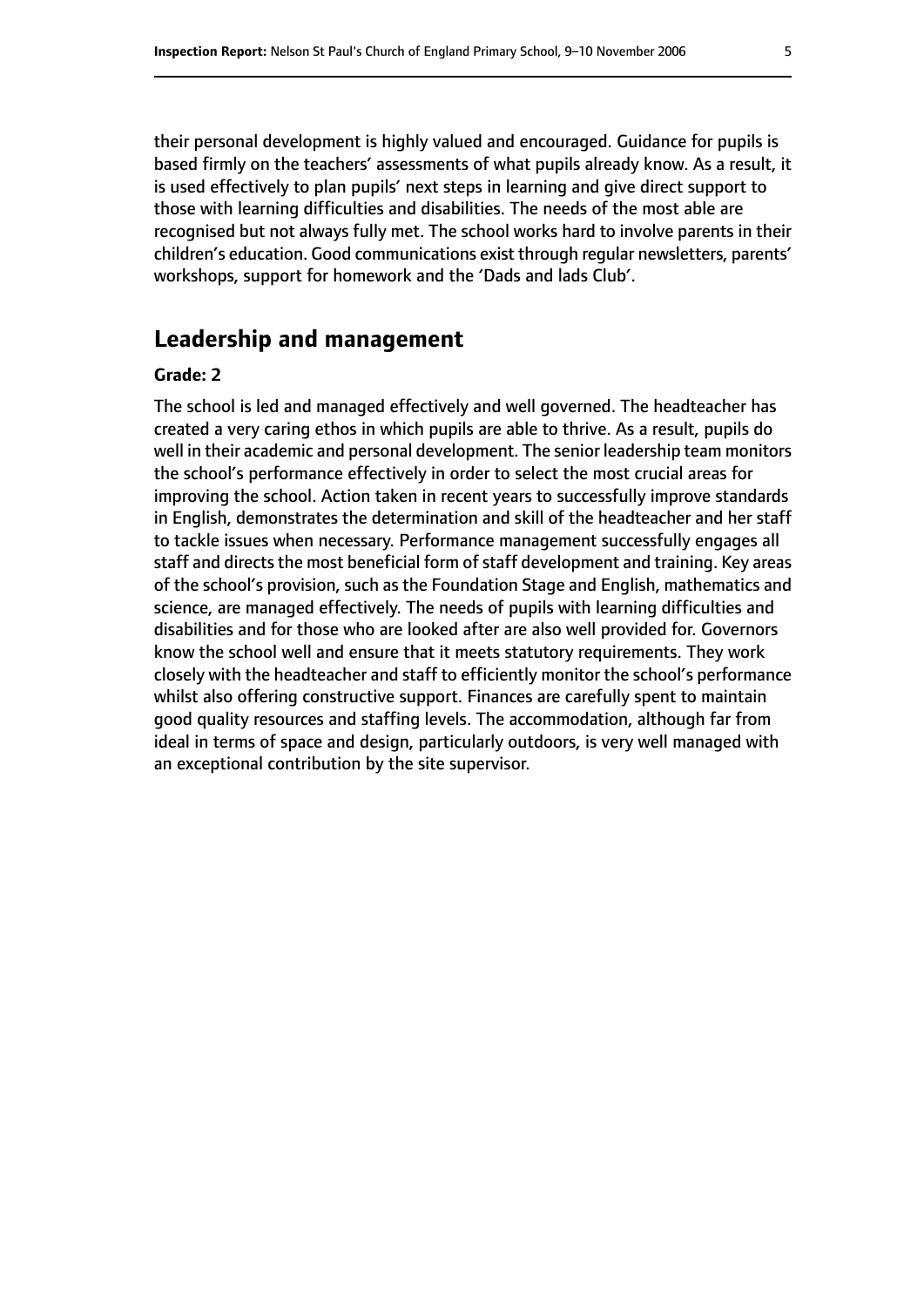their personal development is highly valued and encouraged. Guidance for pupils is based firmly on the teachers' assessments of what pupils already know. As a result, it is used effectively to plan pupils' next steps in learning and give direct support to those with learning difficulties and disabilities. The needs of the most able are recognised but not always fully met. The school works hard to involve parents in their children's education. Good communications exist through regular newsletters, parents' workshops, support for homework and the 'Dads and lads Club'.

## Leadership and management

**Grade: 2**

The school is led and managed effectively and well governed. The headteacher has created a very caring ethos in which pupils are able to thrive. As a result, pupils do well in their academic and personal development. The senior leadership team monitors the school's performance effectively in order to select the most crucial areas for improving the school. Action taken in recent years to successfully improve standards in English, demonstrates the determination and skill of the headteacher and her staff to tackle issues when necessary. Performance management successfully engages all staff and directs the most beneficial form of staff development and training. Key areas of the school's provision, such as the Foundation Stage and English, mathematics and science, are managed effectively. The needs of pupils with learning difficulties and disabilities and for those who are looked after are also well provided for. Governors know the school well and ensure that it meets statutory requirements. They work closely with the headteacher and staff to efficiently monitor the school's performance whilst also offering constructive support. Finances are carefully spent to maintain good quality resources and staffing levels. The accommodation, although far from ideal in terms of space and design, particularly outdoors, is very well managed with an exceptional contribution by the site supervisor.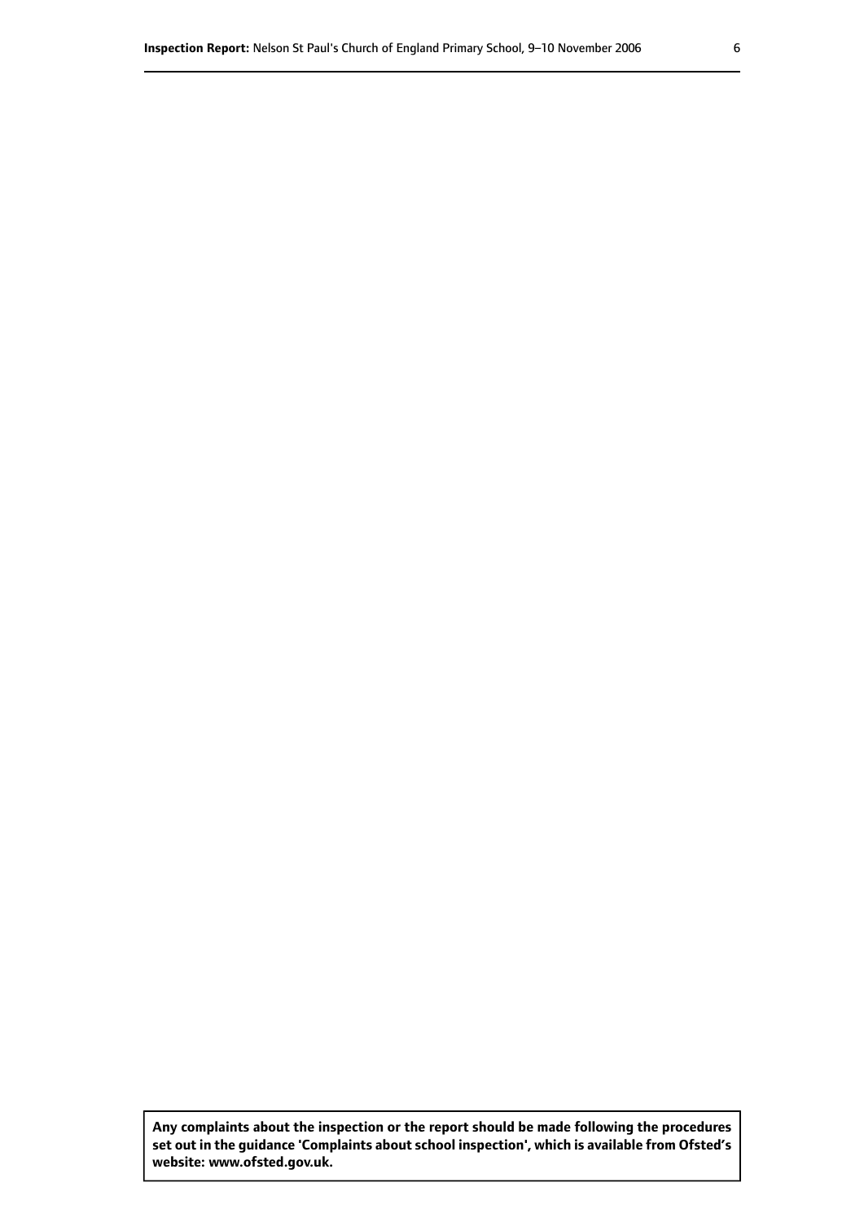**Any complaints about the inspection or the report should be made following the procedures set out in the guidance 'Complaints about school inspection', which is available from Ofsted's website: www.ofsted.gov.uk.**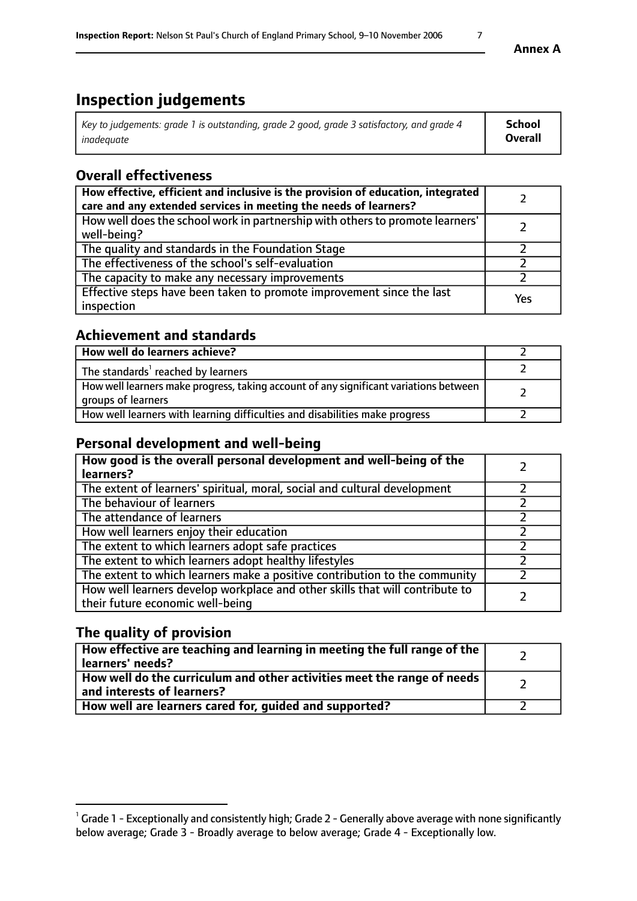# Inspection judgements

| *Key to judgements: grade 1 is outstanding, grade 2 good, grade 3 satisfactory, and grade 4 inadequate* | **School Overall** |
|---|---|

## Overall effectiveness

| | |
|---|---|
| **How effective, efficient and inclusive is the provision of education, integrated care and any extended services in meeting the needs of learners?** | 2 |
| How well does the school work in partnership with others to promote learners' well-being? | 2 |
| The quality and standards in the Foundation Stage | 2 |
| The effectiveness of the school's self-evaluation | 2 |
| The capacity to make any necessary improvements | 2 |
| Effective steps have been taken to promote improvement since the last inspection | Yes |

## Achievement and standards

| | |
|---|---|
| **How well do learners achieve?** | 2 |
| The standards[1] reached by learners | 2 |
| How well learners make progress, taking account of any significant variations between groups of learners | 2 |
| How well learners with learning difficulties and disabilities make progress | 2 |

## Personal development and well-being

| | |
|---|---|
| **How good is the overall personal development and well-being of the learners?** | 2 |
| The extent of learners' spiritual, moral, social and cultural development | 2 |
| The behaviour of learners | 2 |
| The attendance of learners | 2 |
| How well learners enjoy their education | 2 |
| The extent to which learners adopt safe practices | 2 |
| The extent to which learners adopt healthy lifestyles | 2 |
| The extent to which learners make a positive contribution to the community | 2 |
| How well learners develop workplace and other skills that will contribute to their future economic well-being | 2 |

## The quality of provision

| | |
|---|---|
| **How effective are teaching and learning in meeting the full range of the learners' needs?** | 2 |
| **How well do the curriculum and other activities meet the range of needs and interests of learners?** | 2 |
| **How well are learners cared for, guided and supported?** | 2 |

[1] Grade 1 - Exceptionally and consistently high; Grade 2 - Generally above average with none significantly below average; Grade 3 - Broadly average to below average; Grade 4 - Exceptionally low.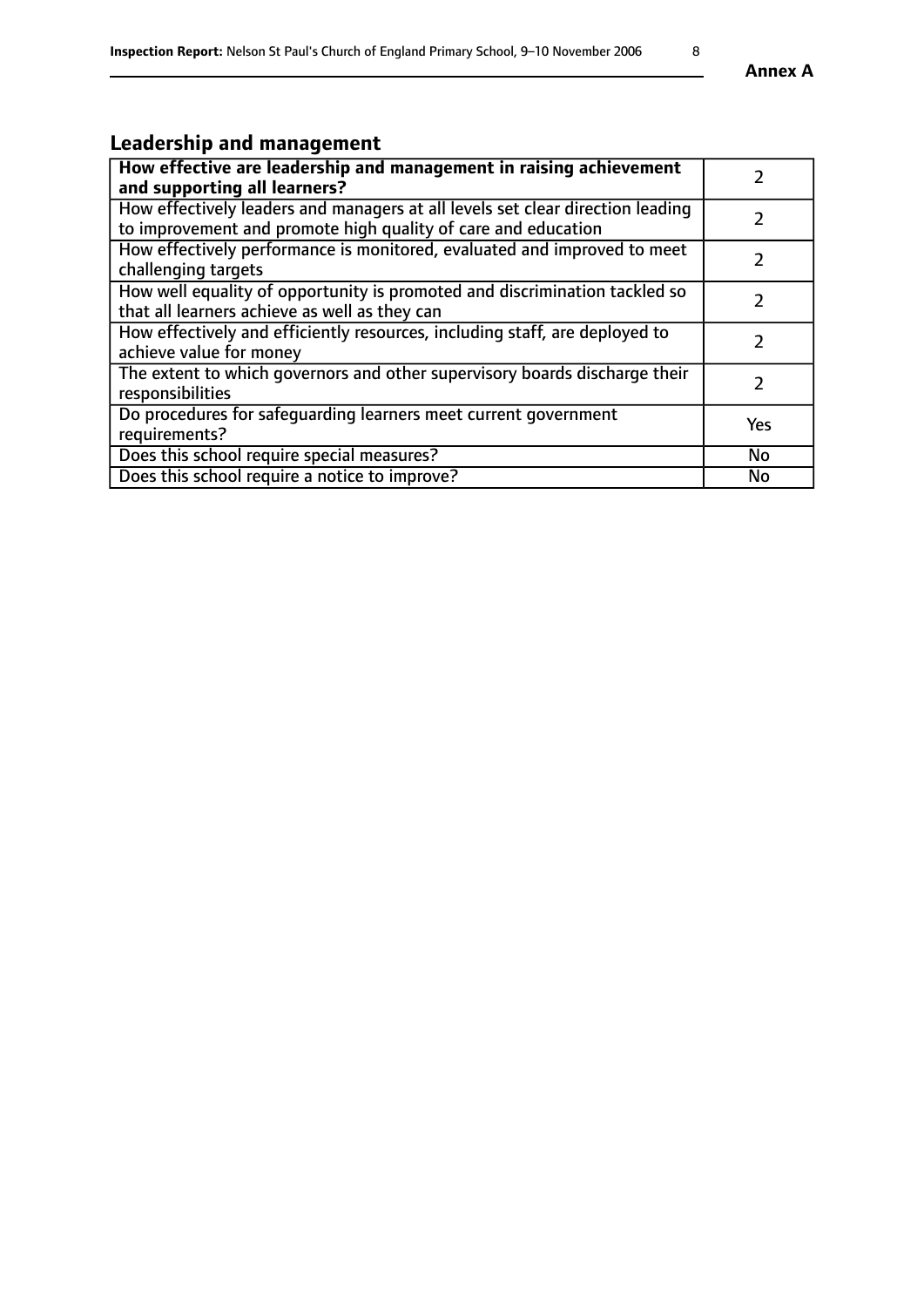**Annex A**

## Leadership and management

| | |
|---|---|
| **How effective are leadership and management in raising achievement and supporting all learners?** | 2 |
| How effectively leaders and managers at all levels set clear direction leading to improvement and promote high quality of care and education | 2 |
| How effectively performance is monitored, evaluated and improved to meet challenging targets | 2 |
| How well equality of opportunity is promoted and discrimination tackled so that all learners achieve as well as they can | 2 |
| How effectively and efficiently resources, including staff, are deployed to achieve value for money | 2 |
| The extent to which governors and other supervisory boards discharge their responsibilities | 2 |
| Do procedures for safeguarding learners meet current government requirements? | Yes |
| Does this school require special measures? | No |
| Does this school require a notice to improve? | No |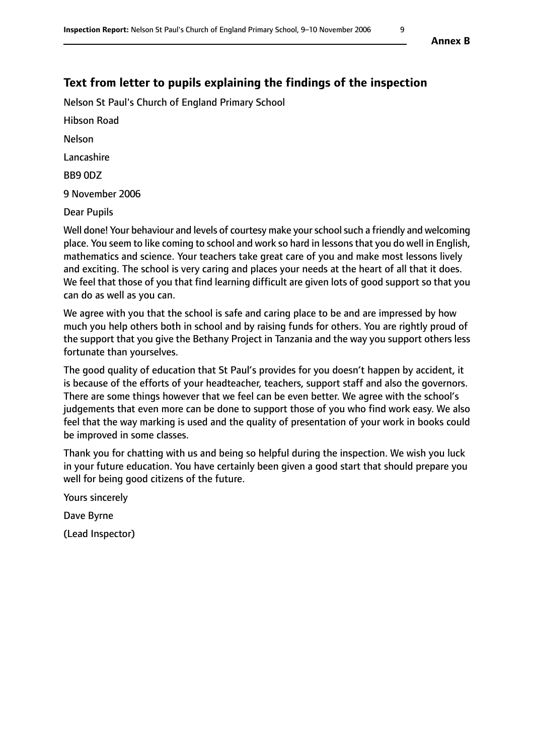## Text from letter to pupils explaining the findings of the inspection

Nelson St Paul's Church of England Primary School

Hibson Road

Nelson

Lancashire

BB9 0DZ

9 November 2006

Dear Pupils

Well done! Your behaviour and levels of courtesy make your school such a friendly and welcoming place. You seem to like coming to school and work so hard in lessons that you do well in English, mathematics and science. Your teachers take great care of you and make most lessons lively and exciting. The school is very caring and places your needs at the heart of all that it does. We feel that those of you that find learning difficult are given lots of good support so that you can do as well as you can.

We agree with you that the school is safe and caring place to be and are impressed by how much you help others both in school and by raising funds for others. You are rightly proud of the support that you give the Bethany Project in Tanzania and the way you support others less fortunate than yourselves.

The good quality of education that St Paul's provides for you doesn't happen by accident, it is because of the efforts of your headteacher, teachers, support staff and also the governors. There are some things however that we feel can be even better. We agree with the school's judgements that even more can be done to support those of you who find work easy. We also feel that the way marking is used and the quality of presentation of your work in books could be improved in some classes.

Thank you for chatting with us and being so helpful during the inspection. We wish you luck in your future education. You have certainly been given a good start that should prepare you well for being good citizens of the future.

Yours sincerely

Dave Byrne

(Lead Inspector)